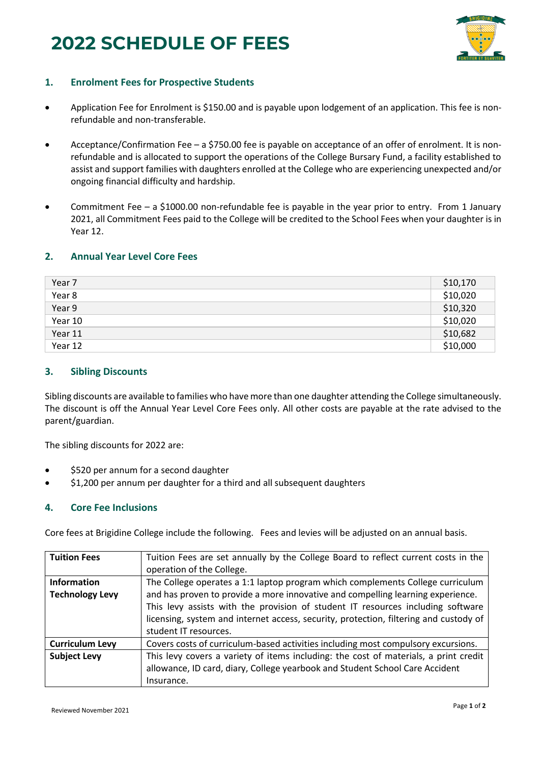# 2022 SCHEDULE OF FEES

## 1. Enrolment Fees for Prospective Students

- Application Fee for Enrolment is $150.00 and is payable upon lodgement of an application. This fee is non-refundable and non-transferable.
- Acceptance/Confirmation Fee – a $750.00 fee is payable on acceptance of an offer of enrolment. It is non-refundable and is allocated to support the operations of the College Bursary Fund, a facility established to assist and support families with daughters enrolled at the College who are experiencing unexpected and/or ongoing financial difficulty and hardship.
- Commitment Fee – a $1000.00 non-refundable fee is payable in the year prior to entry. From 1 January 2021, all Commitment Fees paid to the College will be credited to the School Fees when your daughter is in Year 12.

## 2. Annual Year Level Core Fees

| Year Level | Fee |
|---|---|
| Year 7 | $10,170 |
| Year 8 | $10,020 |
| Year 9 | $10,320 |
| Year 10 | $10,020 |
| Year 11 | $10,682 |
| Year 12 | $10,000 |

## 3. Sibling Discounts

Sibling discounts are available to families who have more than one daughter attending the College simultaneously. The discount is off the Annual Year Level Core Fees only. All other costs are payable at the rate advised to the parent/guardian.

The sibling discounts for 2022 are:

- $520 per annum for a second daughter
- $1,200 per annum per daughter for a third and all subsequent daughters

## 4. Core Fee Inclusions

Core fees at Brigidine College include the following. Fees and levies will be adjusted on an annual basis.

| Item | Description |
|---|---|
| **Tuition Fees** | Tuition Fees are set annually by the College Board to reflect current costs in the operation of the College. |
| **Information Technology Levy** | The College operates a 1:1 laptop program which complements College curriculum and has proven to provide a more innovative and compelling learning experience. This levy assists with the provision of student IT resources including software licensing, system and internet access, security, protection, filtering and custody of student IT resources. |
| **Curriculum Levy** | Covers costs of curriculum-based activities including most compulsory excursions. |
| **Subject Levy** | This levy covers a variety of items including: the cost of materials, a print credit allowance, ID card, diary, College yearbook and Student School Care Accident Insurance. |

Reviewed November 2021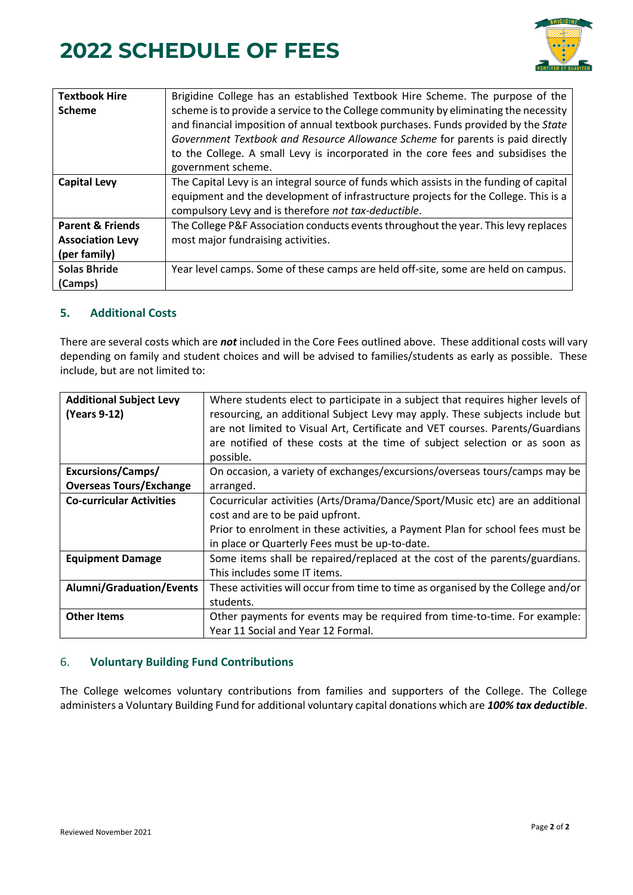# 2022 SCHEDULE OF FEES

| | |
|---|---|
| **Textbook Hire Scheme** | Brigidine College has an established Textbook Hire Scheme. The purpose of the scheme is to provide a service to the College community by eliminating the necessity and financial imposition of annual textbook purchases. Funds provided by the *State Government Textbook and Resource Allowance Scheme* for parents is paid directly to the College. A small Levy is incorporated in the core fees and subsidises the government scheme. |
| **Capital Levy** | The Capital Levy is an integral source of funds which assists in the funding of capital equipment and the development of infrastructure projects for the College. This is a compulsory Levy and is therefore *not tax-deductible*. |
| **Parent & Friends Association Levy (per family)** | The College P&F Association conducts events throughout the year. This levy replaces most major fundraising activities. |
| **Solas Bhride (Camps)** | Year level camps. Some of these camps are held off-site, some are held on campus. |

## 5. Additional Costs

There are several costs which are ***not*** included in the Core Fees outlined above. These additional costs will vary depending on family and student choices and will be advised to families/students as early as possible. These include, but are not limited to:

| | |
|---|---|
| **Additional Subject Levy (Years 9-12)** | Where students elect to participate in a subject that requires higher levels of resourcing, an additional Subject Levy may apply. These subjects include but are not limited to Visual Art, Certificate and VET courses. Parents/Guardians are notified of these costs at the time of subject selection or as soon as possible. |
| **Excursions/Camps/ Overseas Tours/Exchange** | On occasion, a variety of exchanges/excursions/overseas tours/camps may be arranged. |
| **Co-curricular Activities** | Cocurricular activities (Arts/Drama/Dance/Sport/Music etc) are an additional cost and are to be paid upfront.<br>Prior to enrolment in these activities, a Payment Plan for school fees must be in place or Quarterly Fees must be up-to-date. |
| **Equipment Damage** | Some items shall be repaired/replaced at the cost of the parents/guardians. This includes some IT items. |
| **Alumni/Graduation/Events** | These activities will occur from time to time as organised by the College and/or students. |
| **Other Items** | Other payments for events may be required from time-to-time. For example: Year 11 Social and Year 12 Formal. |

## 6. Voluntary Building Fund Contributions

The College welcomes voluntary contributions from families and supporters of the College. The College administers a Voluntary Building Fund for additional voluntary capital donations which are ***100% tax deductible***.

Reviewed November 2021